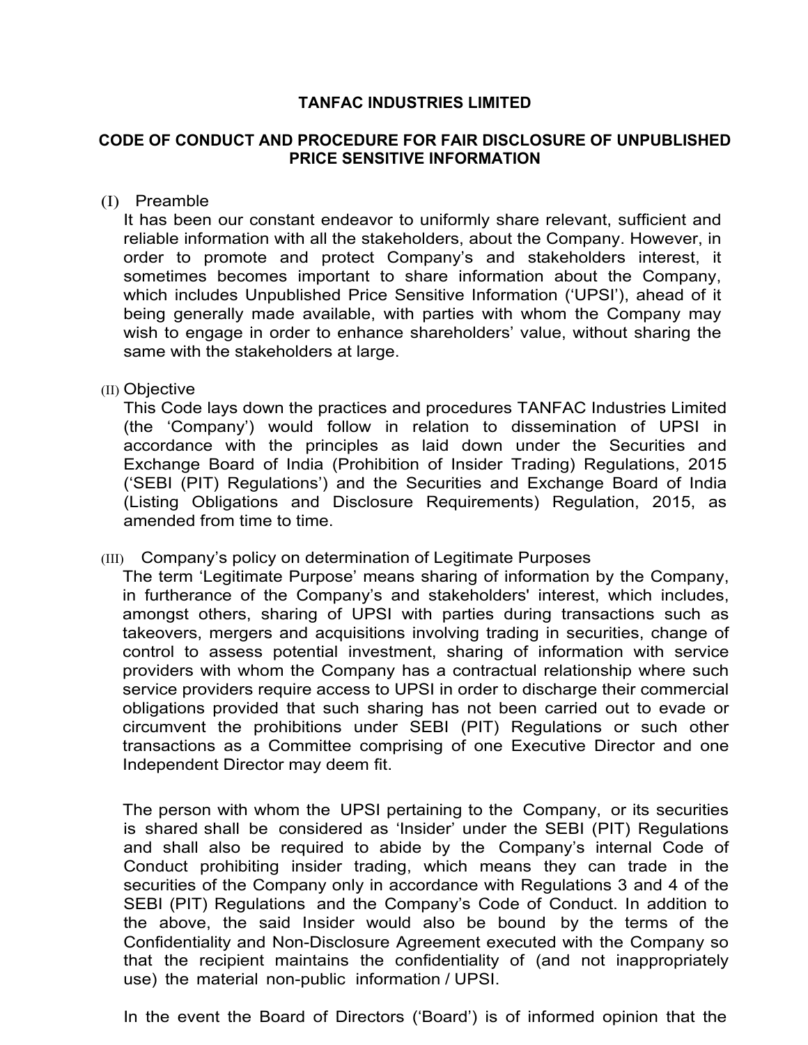# TANFAC INDUSTRIES LIMITED

## CODE OF CONDUCT AND PROCEDURE FOR FAIR DISCLOSURE OF UNPUBLISHED PRICE SENSITIVE INFORMATION

(I) Preamble

It has been our constant endeavor to uniformly share relevant, sufficient and reliable information with all the stakeholders, about the Company. However, in order to promote and protect Company's and stakeholders interest, it sometimes becomes important to share information about the Company, which includes Unpublished Price Sensitive Information ('UPSI'), ahead of it being generally made available, with parties with whom the Company may wish to engage in order to enhance shareholders' value, without sharing the same with the stakeholders at large.

(II) Objective

This Code lays down the practices and procedures TANFAC Industries Limited (the 'Company') would follow in relation to dissemination of UPSI in accordance with the principles as laid down under the Securities and Exchange Board of India (Prohibition of Insider Trading) Regulations, 2015 ('SEBI (PIT) Regulations') and the Securities and Exchange Board of India (Listing Obligations and Disclosure Requirements) Regulation, 2015, as amended from time to time.

(III) Company's policy on determination of Legitimate Purposes

The term 'Legitimate Purpose' means sharing of information by the Company, in furtherance of the Company's and stakeholders' interest, which includes, amongst others, sharing of UPSI with parties during transactions such as takeovers, mergers and acquisitions involving trading in securities, change of control to assess potential investment, sharing of information with service providers with whom the Company has a contractual relationship where such service providers require access to UPSI in order to discharge their commercial obligations provided that such sharing has not been carried out to evade or circumvent the prohibitions under SEBI (PIT) Regulations or such other transactions as a Committee comprising of one Executive Director and one Independent Director may deem fit.

The person with whom the UPSI pertaining to the Company, or its securities is shared shall be considered as 'Insider' under the SEBI (PIT) Regulations and shall also be required to abide by the Company's internal Code of Conduct prohibiting insider trading, which means they can trade in the securities of the Company only in accordance with Regulations 3 and 4 of the SEBI (PIT) Regulations and the Company's Code of Conduct. In addition to the above, the said Insider would also be bound by the terms of the Confidentiality and Non-Disclosure Agreement executed with the Company so that the recipient maintains the confidentiality of (and not inappropriately use) the material non-public information / UPSI.

In the event the Board of Directors ('Board') is of informed opinion that the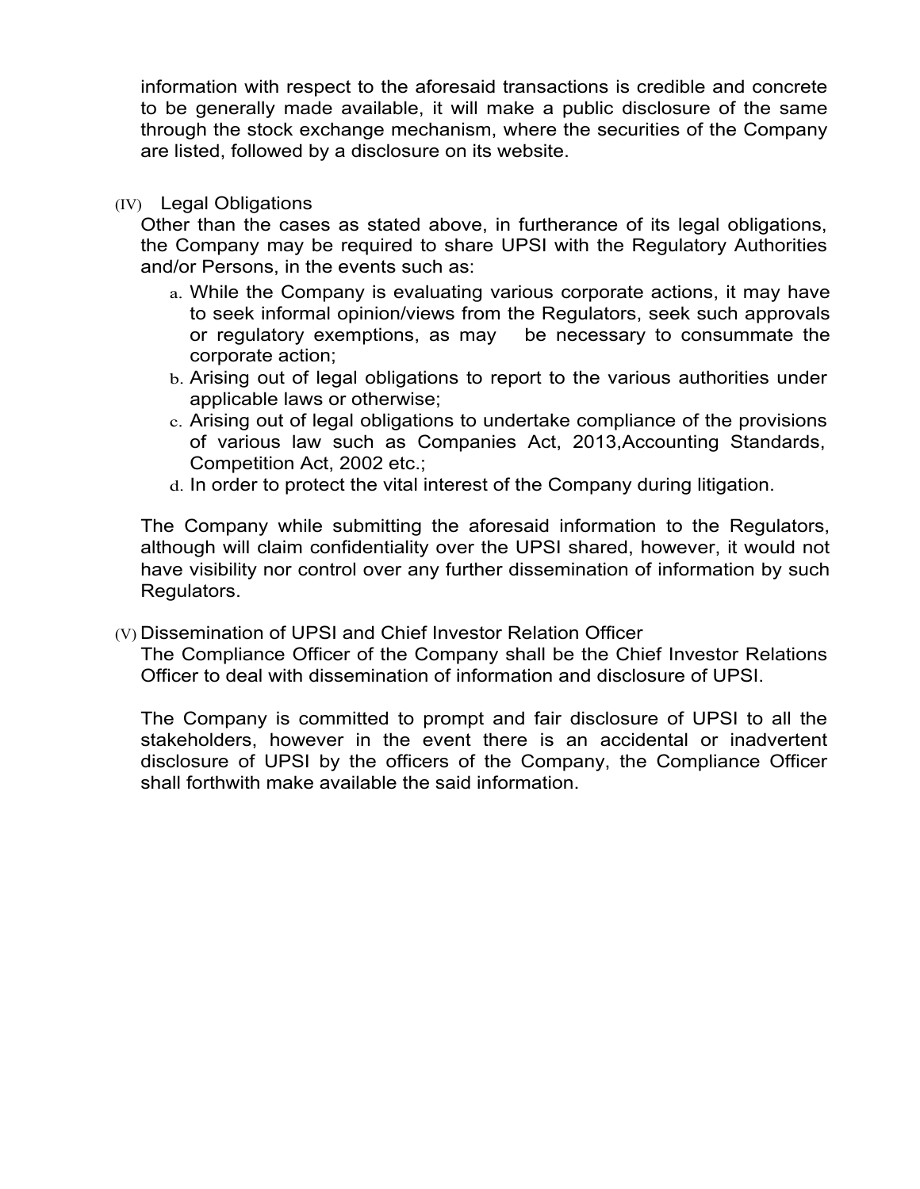information with respect to the aforesaid transactions is credible and concrete to be generally made available, it will make a public disclosure of the same through the stock exchange mechanism, where the securities of the Company are listed, followed by a disclosure on its website.

(IV) Legal Obligations

Other than the cases as stated above, in furtherance of its legal obligations, the Company may be required to share UPSI with the Regulatory Authorities and/or Persons, in the events such as:

a. While the Company is evaluating various corporate actions, it may have to seek informal opinion/views from the Regulators, seek such approvals or regulatory exemptions, as may be necessary to consummate the corporate action;
b. Arising out of legal obligations to report to the various authorities under applicable laws or otherwise;
c. Arising out of legal obligations to undertake compliance of the provisions of various law such as Companies Act, 2013,Accounting Standards, Competition Act, 2002 etc.;
d. In order to protect the vital interest of the Company during litigation.

The Company while submitting the aforesaid information to the Regulators, although will claim confidentiality over the UPSI shared, however, it would not have visibility nor control over any further dissemination of information by such Regulators.

(V) Dissemination of UPSI and Chief Investor Relation Officer

The Compliance Officer of the Company shall be the Chief Investor Relations Officer to deal with dissemination of information and disclosure of UPSI.

The Company is committed to prompt and fair disclosure of UPSI to all the stakeholders, however in the event there is an accidental or inadvertent disclosure of UPSI by the officers of the Company, the Compliance Officer shall forthwith make available the said information.